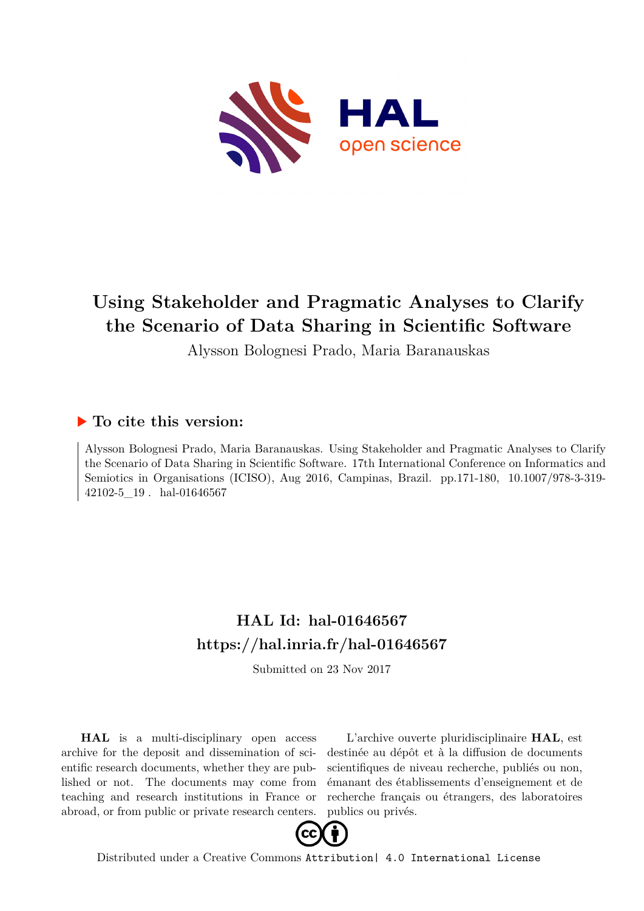# Using Stakeholder and Pragmatic Analyses to Clarify the Scenario of Data Sharing in Scientific Software

Alysson Bolognesi Prado, Maria Baranauskas

## ▶ To cite this version:

Alysson Bolognesi Prado, Maria Baranauskas. Using Stakeholder and Pragmatic Analyses to Clarify the Scenario of Data Sharing in Scientific Software. 17th International Conference on Informatics and Semiotics in Organisations (ICISO), Aug 2016, Campinas, Brazil. pp.171-180, 10.1007/978-3-319-42102-5_19 . hal-01646567

## HAL Id: hal-01646567

## https://hal.inria.fr/hal-01646567

Submitted on 23 Nov 2017

**HAL** is a multi-disciplinary open access archive for the deposit and dissemination of scientific research documents, whether they are published or not. The documents may come from teaching and research institutions in France or abroad, or from public or private research centers.

L'archive ouverte pluridisciplinaire **HAL**, est destinée au dépôt et à la diffusion de documents scientifiques de niveau recherche, publiés ou non, émanant des établissements d'enseignement et de recherche français ou étrangers, des laboratoires publics ou privés.

Distributed under a Creative Commons Attribution| 4.0 International License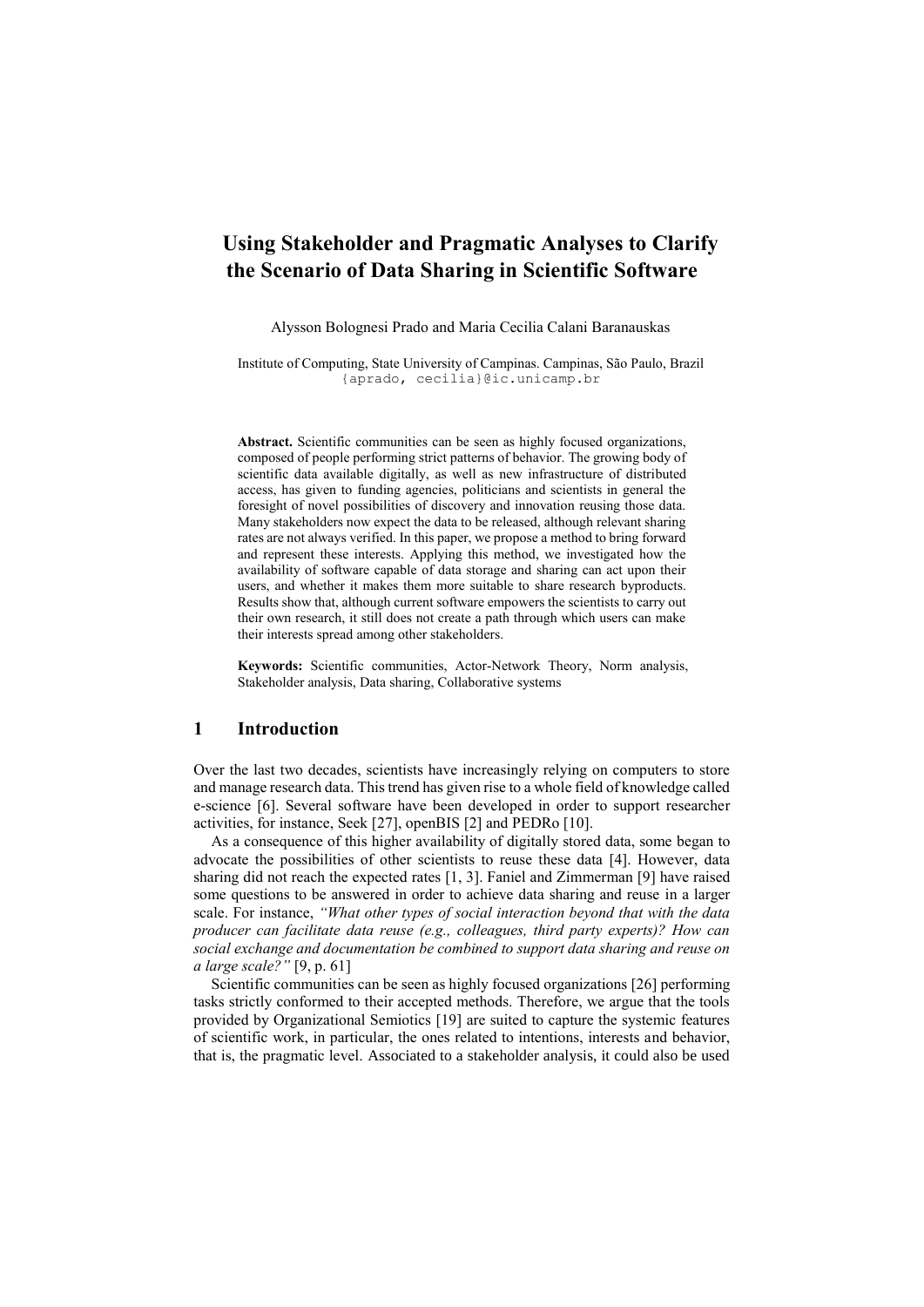# Using Stakeholder and Pragmatic Analyses to Clarify the Scenario of Data Sharing in Scientific Software

Alysson Bolognesi Prado and Maria Cecilia Calani Baranauskas

Institute of Computing, State University of Campinas. Campinas, São Paulo, Brazil
{aprado, cecilia}@ic.unicamp.br

**Abstract.** Scientific communities can be seen as highly focused organizations, composed of people performing strict patterns of behavior. The growing body of scientific data available digitally, as well as new infrastructure of distributed access, has given to funding agencies, politicians and scientists in general the foresight of novel possibilities of discovery and innovation reusing those data. Many stakeholders now expect the data to be released, although relevant sharing rates are not always verified. In this paper, we propose a method to bring forward and represent these interests. Applying this method, we investigated how the availability of software capable of data storage and sharing can act upon their users, and whether it makes them more suitable to share research byproducts. Results show that, although current software empowers the scientists to carry out their own research, it still does not create a path through which users can make their interests spread among other stakeholders.

**Keywords:** Scientific communities, Actor-Network Theory, Norm analysis, Stakeholder analysis, Data sharing, Collaborative systems

## 1 Introduction

Over the last two decades, scientists have increasingly relying on computers to store and manage research data. This trend has given rise to a whole field of knowledge called e-science [6]. Several software have been developed in order to support researcher activities, for instance, Seek [27], openBIS [2] and PEDRo [10].

As a consequence of this higher availability of digitally stored data, some began to advocate the possibilities of other scientists to reuse these data [4]. However, data sharing did not reach the expected rates [1, 3]. Faniel and Zimmerman [9] have raised some questions to be answered in order to achieve data sharing and reuse in a larger scale. For instance, *"What other types of social interaction beyond that with the data producer can facilitate data reuse (e.g., colleagues, third party experts)? How can social exchange and documentation be combined to support data sharing and reuse on a large scale?"* [9, p. 61]

Scientific communities can be seen as highly focused organizations [26] performing tasks strictly conformed to their accepted methods. Therefore, we argue that the tools provided by Organizational Semiotics [19] are suited to capture the systemic features of scientific work, in particular, the ones related to intentions, interests and behavior, that is, the pragmatic level. Associated to a stakeholder analysis, it could also be used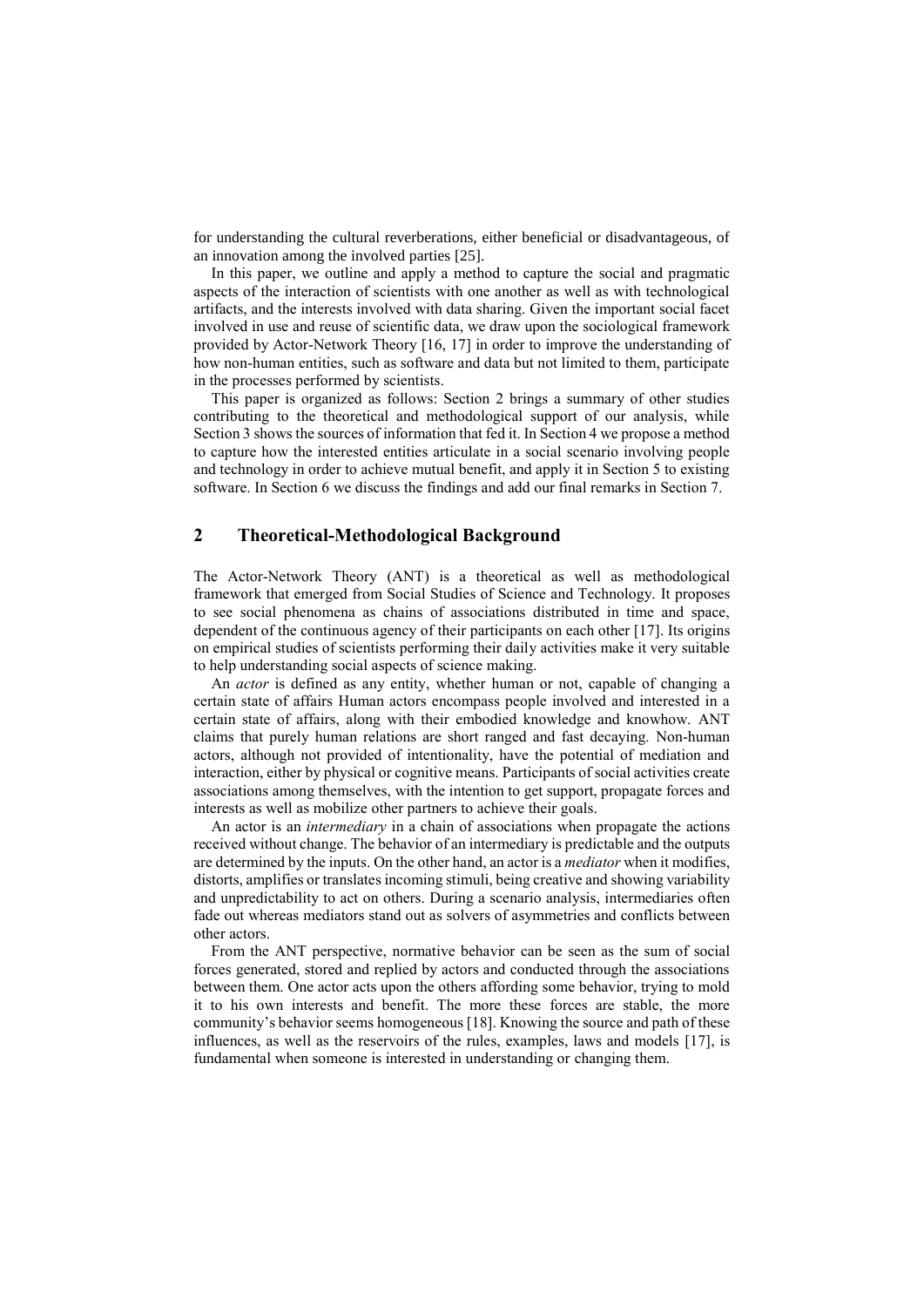for understanding the cultural reverberations, either beneficial or disadvantageous, of an innovation among the involved parties [25].

In this paper, we outline and apply a method to capture the social and pragmatic aspects of the interaction of scientists with one another as well as with technological artifacts, and the interests involved with data sharing. Given the important social facet involved in use and reuse of scientific data, we draw upon the sociological framework provided by Actor-Network Theory [16, 17] in order to improve the understanding of how non-human entities, such as software and data but not limited to them, participate in the processes performed by scientists.

This paper is organized as follows: Section 2 brings a summary of other studies contributing to the theoretical and methodological support of our analysis, while Section 3 shows the sources of information that fed it. In Section 4 we propose a method to capture how the interested entities articulate in a social scenario involving people and technology in order to achieve mutual benefit, and apply it in Section 5 to existing software. In Section 6 we discuss the findings and add our final remarks in Section 7.

## 2 Theoretical-Methodological Background

The Actor-Network Theory (ANT) is a theoretical as well as methodological framework that emerged from Social Studies of Science and Technology. It proposes to see social phenomena as chains of associations distributed in time and space, dependent of the continuous agency of their participants on each other [17]. Its origins on empirical studies of scientists performing their daily activities make it very suitable to help understanding social aspects of science making.

An *actor* is defined as any entity, whether human or not, capable of changing a certain state of affairs Human actors encompass people involved and interested in a certain state of affairs, along with their embodied knowledge and knowhow. ANT claims that purely human relations are short ranged and fast decaying. Non-human actors, although not provided of intentionality, have the potential of mediation and interaction, either by physical or cognitive means. Participants of social activities create associations among themselves, with the intention to get support, propagate forces and interests as well as mobilize other partners to achieve their goals.

An actor is an *intermediary* in a chain of associations when propagate the actions received without change. The behavior of an intermediary is predictable and the outputs are determined by the inputs. On the other hand, an actor is a *mediator* when it modifies, distorts, amplifies or translates incoming stimuli, being creative and showing variability and unpredictability to act on others. During a scenario analysis, intermediaries often fade out whereas mediators stand out as solvers of asymmetries and conflicts between other actors.

From the ANT perspective, normative behavior can be seen as the sum of social forces generated, stored and replied by actors and conducted through the associations between them. One actor acts upon the others affording some behavior, trying to mold it to his own interests and benefit. The more these forces are stable, the more community's behavior seems homogeneous [18]. Knowing the source and path of these influences, as well as the reservoirs of the rules, examples, laws and models [17], is fundamental when someone is interested in understanding or changing them.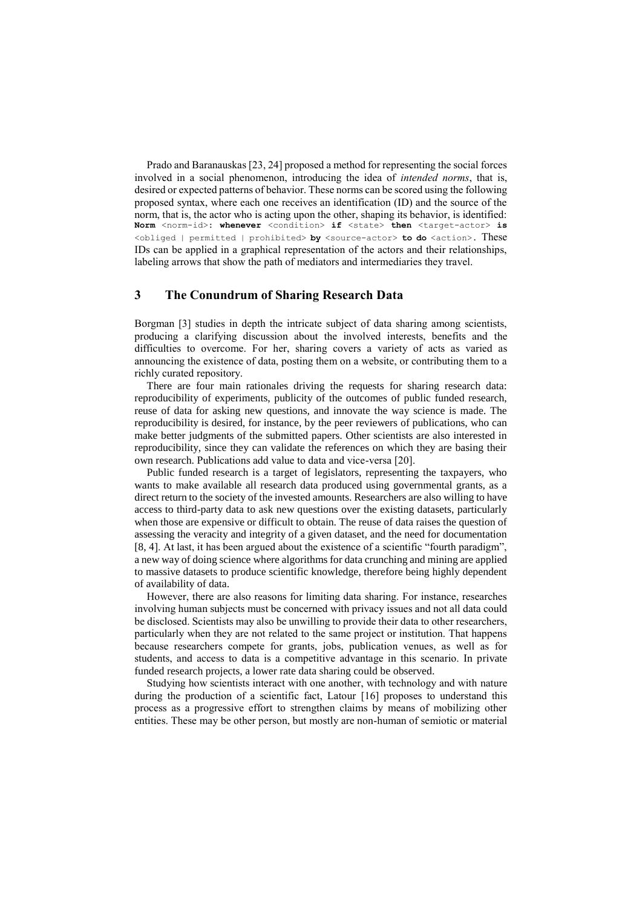Prado and Baranauskas [23, 24] proposed a method for representing the social forces involved in a social phenomenon, introducing the idea of *intended norms*, that is, desired or expected patterns of behavior. These norms can be scored using the following proposed syntax, where each one receives an identification (ID) and the source of the norm, that is, the actor who is acting upon the other, shaping its behavior, is identified: **Norm** `<norm-id>`**: whenever** `<condition>` **if** `<state>` **then** `<target-actor>` **is** `<obliged | permitted | prohibited>` **by** `<source-actor>` **to do** `<action>`. These IDs can be applied in a graphical representation of the actors and their relationships, labeling arrows that show the path of mediators and intermediaries they travel.

## 3 The Conundrum of Sharing Research Data

Borgman [3] studies in depth the intricate subject of data sharing among scientists, producing a clarifying discussion about the involved interests, benefits and the difficulties to overcome. For her, sharing covers a variety of acts as varied as announcing the existence of data, posting them on a website, or contributing them to a richly curated repository.

There are four main rationales driving the requests for sharing research data: reproducibility of experiments, publicity of the outcomes of public funded research, reuse of data for asking new questions, and innovate the way science is made. The reproducibility is desired, for instance, by the peer reviewers of publications, who can make better judgments of the submitted papers. Other scientists are also interested in reproducibility, since they can validate the references on which they are basing their own research. Publications add value to data and vice-versa [20].

Public funded research is a target of legislators, representing the taxpayers, who wants to make available all research data produced using governmental grants, as a direct return to the society of the invested amounts. Researchers are also willing to have access to third-party data to ask new questions over the existing datasets, particularly when those are expensive or difficult to obtain. The reuse of data raises the question of assessing the veracity and integrity of a given dataset, and the need for documentation [8, 4]. At last, it has been argued about the existence of a scientific "fourth paradigm", a new way of doing science where algorithms for data crunching and mining are applied to massive datasets to produce scientific knowledge, therefore being highly dependent of availability of data.

However, there are also reasons for limiting data sharing. For instance, researches involving human subjects must be concerned with privacy issues and not all data could be disclosed. Scientists may also be unwilling to provide their data to other researchers, particularly when they are not related to the same project or institution. That happens because researchers compete for grants, jobs, publication venues, as well as for students, and access to data is a competitive advantage in this scenario. In private funded research projects, a lower rate data sharing could be observed.

Studying how scientists interact with one another, with technology and with nature during the production of a scientific fact, Latour [16] proposes to understand this process as a progressive effort to strengthen claims by means of mobilizing other entities. These may be other person, but mostly are non-human of semiotic or material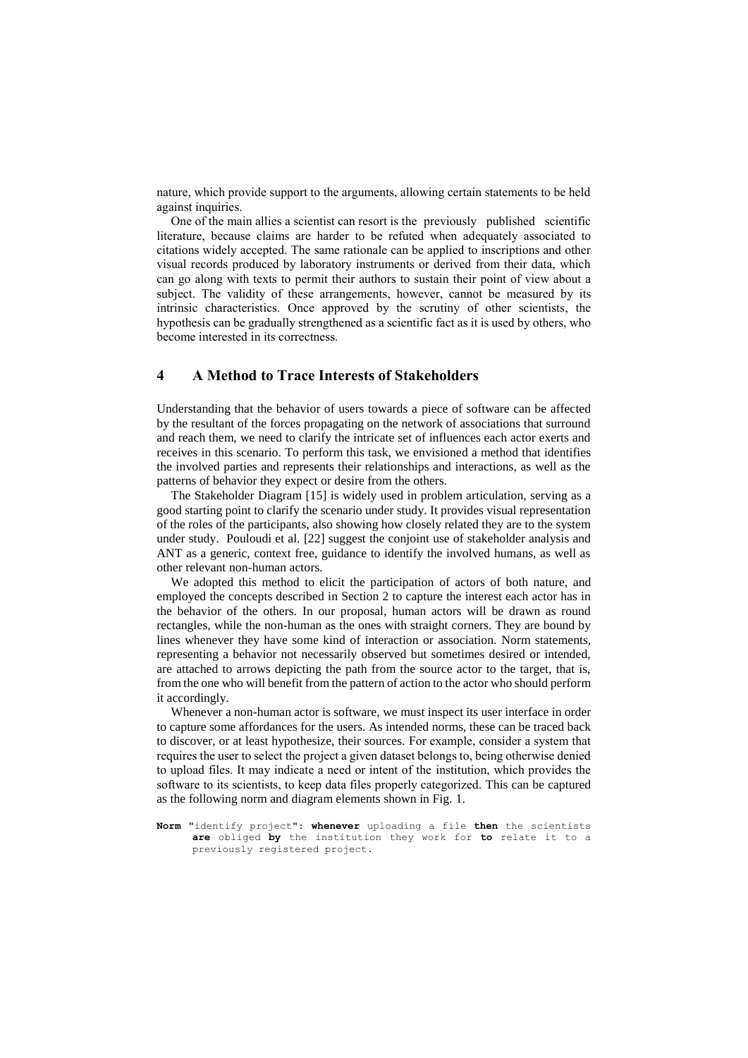nature, which provide support to the arguments, allowing certain statements to be held against inquiries.

One of the main allies a scientist can resort is the previously published scientific literature, because claims are harder to be refuted when adequately associated to citations widely accepted. The same rationale can be applied to inscriptions and other visual records produced by laboratory instruments or derived from their data, which can go along with texts to permit their authors to sustain their point of view about a subject. The validity of these arrangements, however, cannot be measured by its intrinsic characteristics. Once approved by the scrutiny of other scientists, the hypothesis can be gradually strengthened as a scientific fact as it is used by others, who become interested in its correctness.

## 4 A Method to Trace Interests of Stakeholders

Understanding that the behavior of users towards a piece of software can be affected by the resultant of the forces propagating on the network of associations that surround and reach them, we need to clarify the intricate set of influences each actor exerts and receives in this scenario. To perform this task, we envisioned a method that identifies the involved parties and represents their relationships and interactions, as well as the patterns of behavior they expect or desire from the others.

The Stakeholder Diagram [15] is widely used in problem articulation, serving as a good starting point to clarify the scenario under study. It provides visual representation of the roles of the participants, also showing how closely related they are to the system under study. Pouloudi et al. [22] suggest the conjoint use of stakeholder analysis and ANT as a generic, context free, guidance to identify the involved humans, as well as other relevant non-human actors.

We adopted this method to elicit the participation of actors of both nature, and employed the concepts described in Section 2 to capture the interest each actor has in the behavior of the others. In our proposal, human actors will be drawn as round rectangles, while the non-human as the ones with straight corners. They are bound by lines whenever they have some kind of interaction or association. Norm statements, representing a behavior not necessarily observed but sometimes desired or intended, are attached to arrows depicting the path from the source actor to the target, that is, from the one who will benefit from the pattern of action to the actor who should perform it accordingly.

Whenever a non-human actor is software, we must inspect its user interface in order to capture some affordances for the users. As intended norms, these can be traced back to discover, or at least hypothesize, their sources. For example, consider a system that requires the user to select the project a given dataset belongs to, being otherwise denied to upload files. It may indicate a need or intent of the institution, which provides the software to its scientists, to keep data files properly categorized. This can be captured as the following norm and diagram elements shown in Fig. 1.

```
Norm "identify project": whenever uploading a file then the scientists
     are obliged by the institution they work for to relate it to a
     previously registered project.
```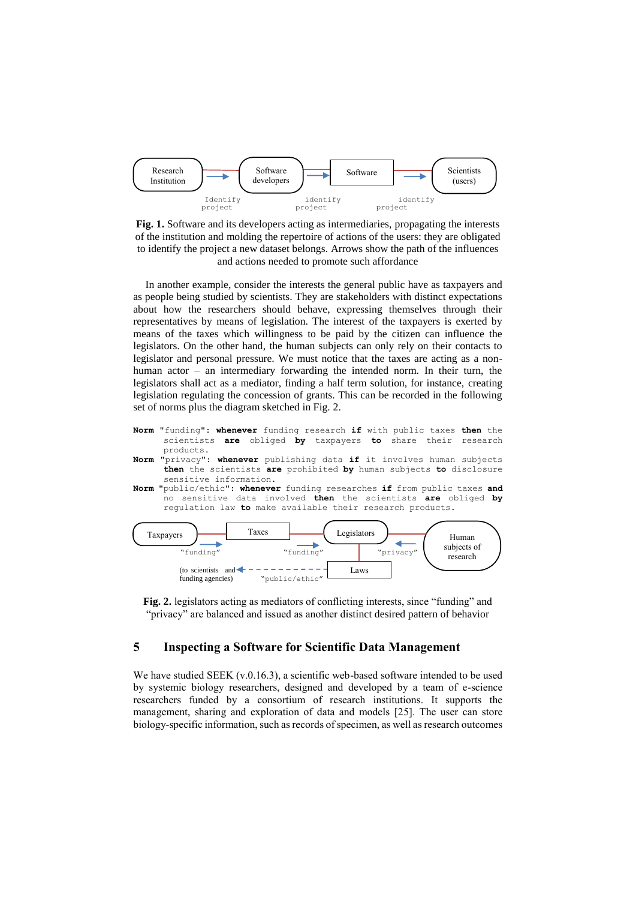Research Institution

Software developers

Software

Scientists (users)

Identify project

identify project

identify project

**Fig. 1.** Software and its developers acting as intermediaries, propagating the interests of the institution and molding the repertoire of actions of the users: they are obligated to identify the project a new dataset belongs. Arrows show the path of the influences and actions needed to promote such affordance

In another example, consider the interests the general public have as taxpayers and as people being studied by scientists. They are stakeholders with distinct expectations about how the researchers should behave, expressing themselves through their representatives by means of legislation. The interest of the taxpayers is exerted by means of the taxes which willingness to be paid by the citizen can influence the legislators. On the other hand, the human subjects can only rely on their contacts to legislator and personal pressure. We must notice that the taxes are acting as a non-human actor – an intermediary forwarding the intended norm. In their turn, the legislators shall act as a mediator, finding a half term solution, for instance, creating legislation regulating the concession of grants. This can be recorded in the following set of norms plus the diagram sketched in Fig. 2.

```
Norm "funding": whenever funding research if with public taxes then the
      scientists are obliged by taxpayers to share their research
      products.
Norm "privacy": whenever publishing data if it involves human subjects
      then the scientists are prohibited by human subjects to disclosure
      sensitive information.
Norm "public/ethic": whenever funding researches if from public taxes and
      no sensitive data involved then the scientists are obliged by
      regulation law to make available their research products.
```

Taxpayers

Taxes

Legislators

Human subjects of research

"funding"

"funding"

"privacy"

(to scientists and funding agencies)

Laws

"public/ethic"

**Fig. 2.** legislators acting as mediators of conflicting interests, since "funding" and "privacy" are balanced and issued as another distinct desired pattern of behavior

## 5 Inspecting a Software for Scientific Data Management

We have studied SEEK (v.0.16.3), a scientific web-based software intended to be used by systemic biology researchers, designed and developed by a team of e-science researchers funded by a consortium of research institutions. It supports the management, sharing and exploration of data and models [25]. The user can store biology-specific information, such as records of specimen, as well as research outcomes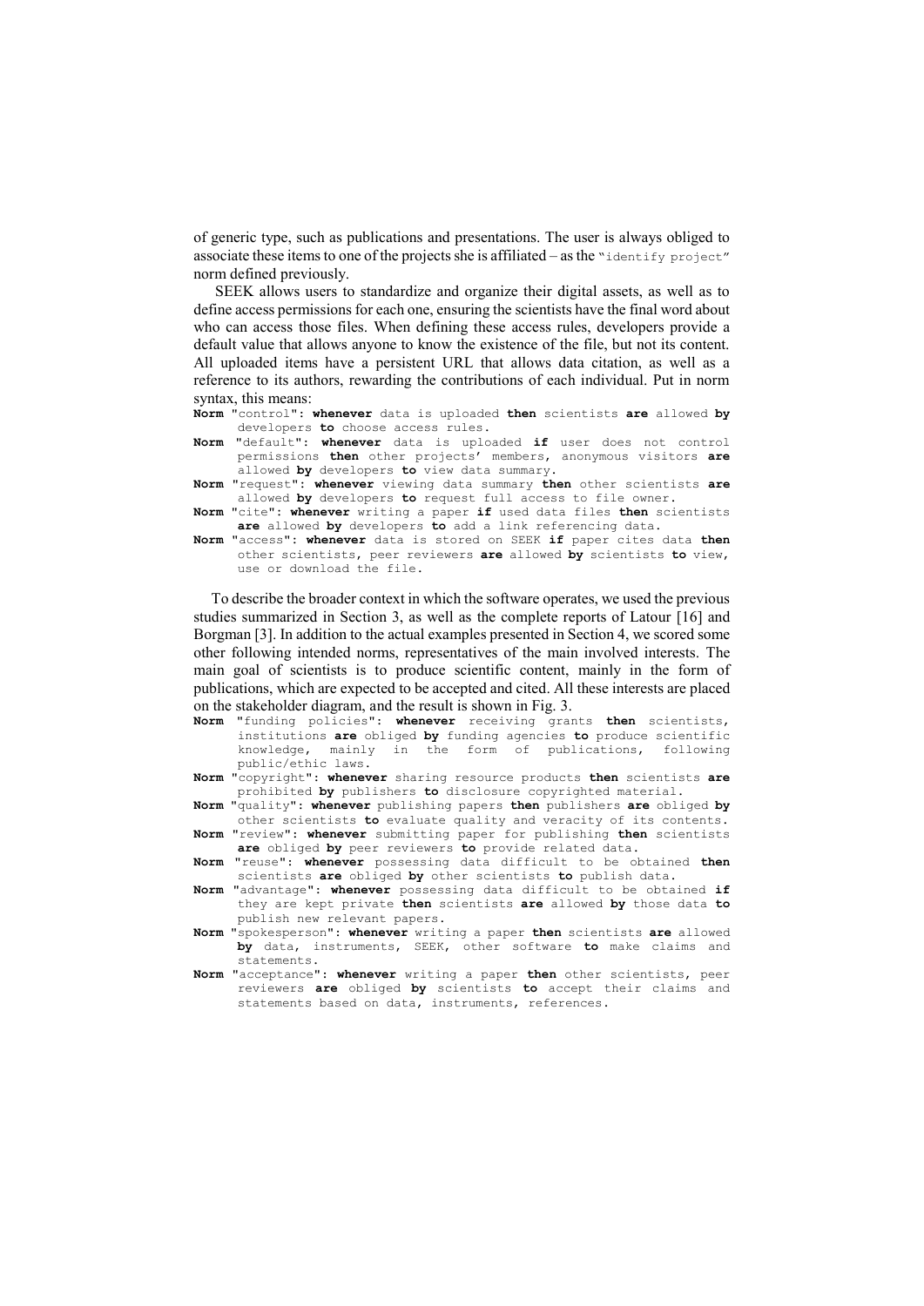of generic type, such as publications and presentations. The user is always obliged to associate these items to one of the projects she is affiliated – as the "identify project" norm defined previously.

SEEK allows users to standardize and organize their digital assets, as well as to define access permissions for each one, ensuring the scientists have the final word about who can access those files. When defining these access rules, developers provide a default value that allows anyone to know the existence of the file, but not its content. All uploaded items have a persistent URL that allows data citation, as well as a reference to its authors, rewarding the contributions of each individual. Put in norm syntax, this means:

**Norm** "control": **whenever** data is uploaded **then** scientists **are** allowed **by** developers **to** choose access rules.
**Norm** "default": **whenever** data is uploaded **if** user does not control permissions **then** other projects' members, anonymous visitors **are** allowed **by** developers **to** view data summary.
**Norm** "request": **whenever** viewing data summary **then** other scientists **are** allowed **by** developers **to** request full access to file owner.
**Norm** "cite": **whenever** writing a paper **if** used data files **then** scientists **are** allowed **by** developers **to** add a link referencing data.
**Norm** "access": **whenever** data is stored on SEEK **if** paper cites data **then** other scientists, peer reviewers **are** allowed **by** scientists **to** view, use or download the file.

To describe the broader context in which the software operates, we used the previous studies summarized in Section 3, as well as the complete reports of Latour [16] and Borgman [3]. In addition to the actual examples presented in Section 4, we scored some other following intended norms, representatives of the main involved interests. The main goal of scientists is to produce scientific content, mainly in the form of publications, which are expected to be accepted and cited. All these interests are placed on the stakeholder diagram, and the result is shown in Fig. 3.

**Norm** "funding policies": **whenever** receiving grants **then** scientists, institutions **are** obliged **by** funding agencies **to** produce scientific knowledge, mainly in the form of publications, following public/ethic laws.
**Norm** "copyright": **whenever** sharing resource products **then** scientists **are** prohibited **by** publishers **to** disclosure copyrighted material.
**Norm** "quality": **whenever** publishing papers **then** publishers **are** obliged **by** other scientists **to** evaluate quality and veracity of its contents.
**Norm** "review": **whenever** submitting paper for publishing **then** scientists **are** obliged **by** peer reviewers **to** provide related data.
**Norm** "reuse": **whenever** possessing data difficult to be obtained **then** scientists **are** obliged **by** other scientists **to** publish data.
**Norm** "advantage": **whenever** possessing data difficult to be obtained **if** they are kept private **then** scientists **are** allowed **by** those data **to** publish new relevant papers.
**Norm** "spokesperson": **whenever** writing a paper **then** scientists **are** allowed **by** data, instruments, SEEK, other software **to** make claims and statements.
**Norm** "acceptance": **whenever** writing a paper **then** other scientists, peer reviewers **are** obliged **by** scientists **to** accept their claims and statements based on data, instruments, references.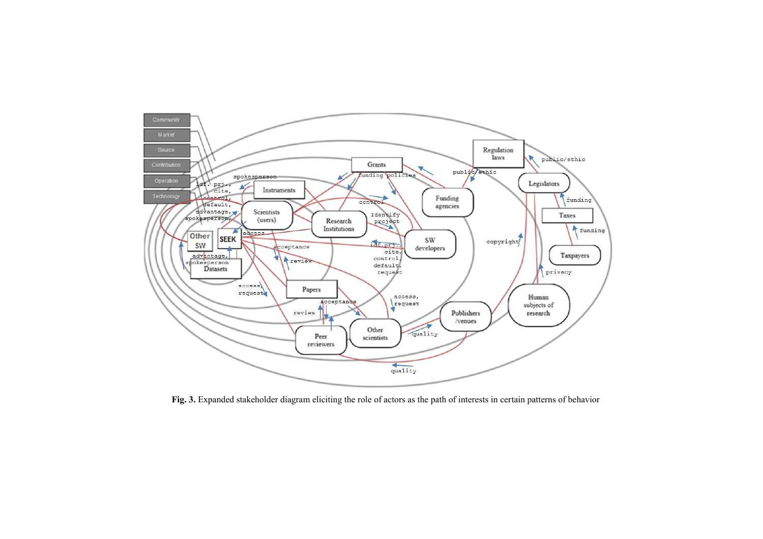**Fig. 3.** Expanded stakeholder diagram eliciting the role of actors as the path of interests in certain patterns of behavior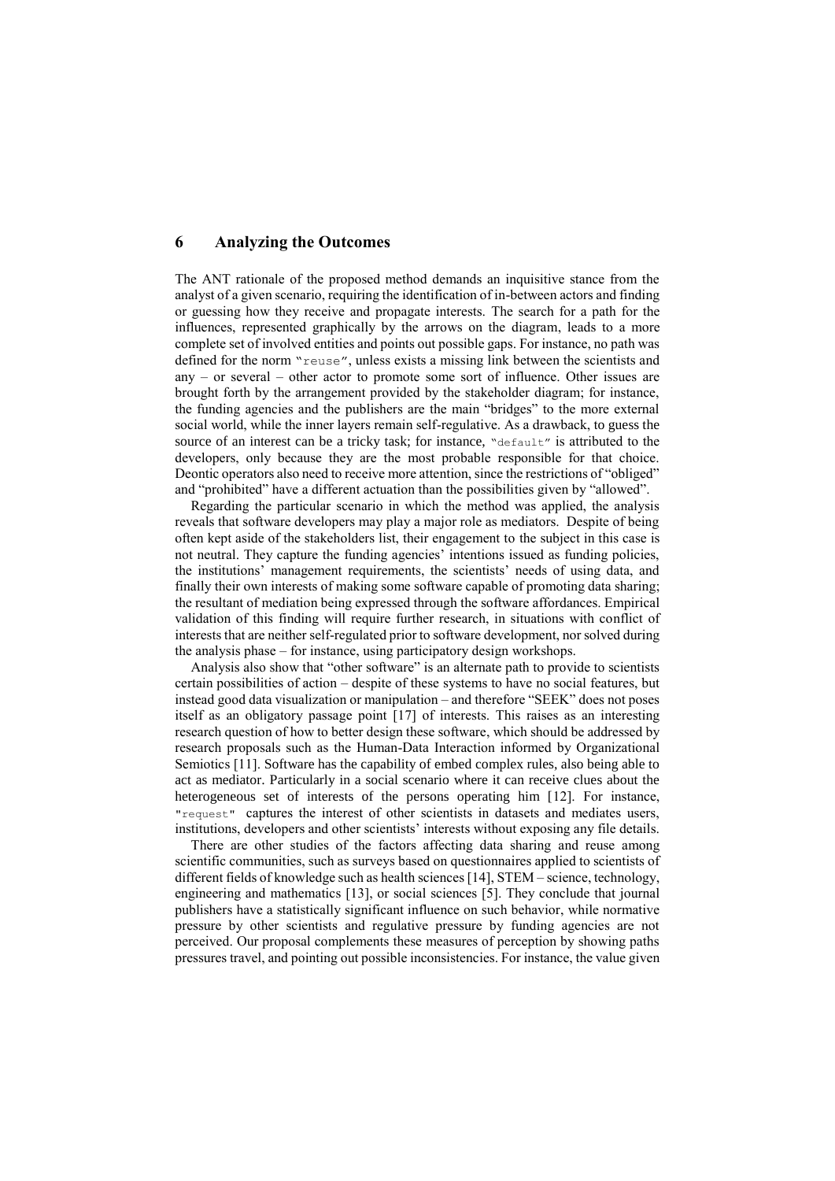## 6 Analyzing the Outcomes

The ANT rationale of the proposed method demands an inquisitive stance from the analyst of a given scenario, requiring the identification of in-between actors and finding or guessing how they receive and propagate interests. The search for a path for the influences, represented graphically by the arrows on the diagram, leads to a more complete set of involved entities and points out possible gaps. For instance, no path was defined for the norm "reuse", unless exists a missing link between the scientists and any – or several – other actor to promote some sort of influence. Other issues are brought forth by the arrangement provided by the stakeholder diagram; for instance, the funding agencies and the publishers are the main "bridges" to the more external social world, while the inner layers remain self-regulative. As a drawback, to guess the source of an interest can be a tricky task; for instance, "default" is attributed to the developers, only because they are the most probable responsible for that choice. Deontic operators also need to receive more attention, since the restrictions of "obliged" and "prohibited" have a different actuation than the possibilities given by "allowed".

Regarding the particular scenario in which the method was applied, the analysis reveals that software developers may play a major role as mediators. Despite of being often kept aside of the stakeholders list, their engagement to the subject in this case is not neutral. They capture the funding agencies' intentions issued as funding policies, the institutions' management requirements, the scientists' needs of using data, and finally their own interests of making some software capable of promoting data sharing; the resultant of mediation being expressed through the software affordances. Empirical validation of this finding will require further research, in situations with conflict of interests that are neither self-regulated prior to software development, nor solved during the analysis phase – for instance, using participatory design workshops.

Analysis also show that "other software" is an alternate path to provide to scientists certain possibilities of action – despite of these systems to have no social features, but instead good data visualization or manipulation – and therefore "SEEK" does not poses itself as an obligatory passage point [17] of interests. This raises as an interesting research question of how to better design these software, which should be addressed by research proposals such as the Human-Data Interaction informed by Organizational Semiotics [11]. Software has the capability of embed complex rules, also being able to act as mediator. Particularly in a social scenario where it can receive clues about the heterogeneous set of interests of the persons operating him [12]. For instance, "request" captures the interest of other scientists in datasets and mediates users, institutions, developers and other scientists' interests without exposing any file details.

There are other studies of the factors affecting data sharing and reuse among scientific communities, such as surveys based on questionnaires applied to scientists of different fields of knowledge such as health sciences [14], STEM – science, technology, engineering and mathematics [13], or social sciences [5]. They conclude that journal publishers have a statistically significant influence on such behavior, while normative pressure by other scientists and regulative pressure by funding agencies are not perceived. Our proposal complements these measures of perception by showing paths pressures travel, and pointing out possible inconsistencies. For instance, the value given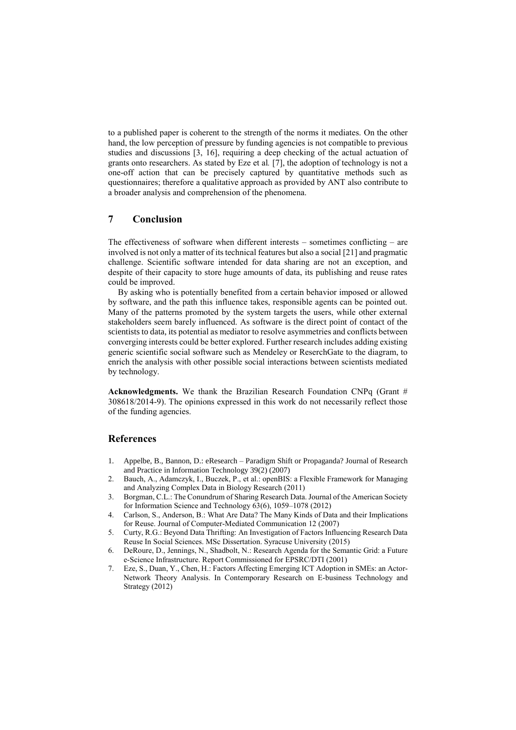to a published paper is coherent to the strength of the norms it mediates. On the other hand, the low perception of pressure by funding agencies is not compatible to previous studies and discussions [3, 16], requiring a deep checking of the actual actuation of grants onto researchers. As stated by Eze et al*.* [7], the adoption of technology is not a one-off action that can be precisely captured by quantitative methods such as questionnaires; therefore a qualitative approach as provided by ANT also contribute to a broader analysis and comprehension of the phenomena.

## 7 Conclusion

The effectiveness of software when different interests – sometimes conflicting – are involved is not only a matter of its technical features but also a social [21] and pragmatic challenge. Scientific software intended for data sharing are not an exception, and despite of their capacity to store huge amounts of data, its publishing and reuse rates could be improved.

By asking who is potentially benefited from a certain behavior imposed or allowed by software, and the path this influence takes, responsible agents can be pointed out. Many of the patterns promoted by the system targets the users, while other external stakeholders seem barely influenced. As software is the direct point of contact of the scientists to data, its potential as mediator to resolve asymmetries and conflicts between converging interests could be better explored. Further research includes adding existing generic scientific social software such as Mendeley or ReserchGate to the diagram, to enrich the analysis with other possible social interactions between scientists mediated by technology.

**Acknowledgments.** We thank the Brazilian Research Foundation CNPq (Grant # 308618/2014-9). The opinions expressed in this work do not necessarily reflect those of the funding agencies.

## References

1. Appelbe, B., Bannon, D.: eResearch – Paradigm Shift or Propaganda? Journal of Research and Practice in Information Technology 39(2) (2007)
2. Bauch, A., Adamczyk, I., Buczek, P., et al.: openBIS: a Flexible Framework for Managing and Analyzing Complex Data in Biology Research (2011)
3. Borgman, C.L.: The Conundrum of Sharing Research Data. Journal of the American Society for Information Science and Technology 63(6), 1059–1078 (2012)
4. Carlson, S., Anderson, B.: What Are Data? The Many Kinds of Data and their Implications for Reuse. Journal of Computer-Mediated Communication 12 (2007)
5. Curty, R.G.: Beyond Data Thrifting: An Investigation of Factors Influencing Research Data Reuse In Social Sciences. MSc Dissertation. Syracuse University (2015)
6. DeRoure, D., Jennings, N., Shadbolt, N.: Research Agenda for the Semantic Grid: a Future e-Science Infrastructure. Report Commissioned for EPSRC/DTI (2001)
7. Eze, S., Duan, Y., Chen, H.: Factors Affecting Emerging ICT Adoption in SMEs: an Actor-Network Theory Analysis. In Contemporary Research on E-business Technology and Strategy (2012)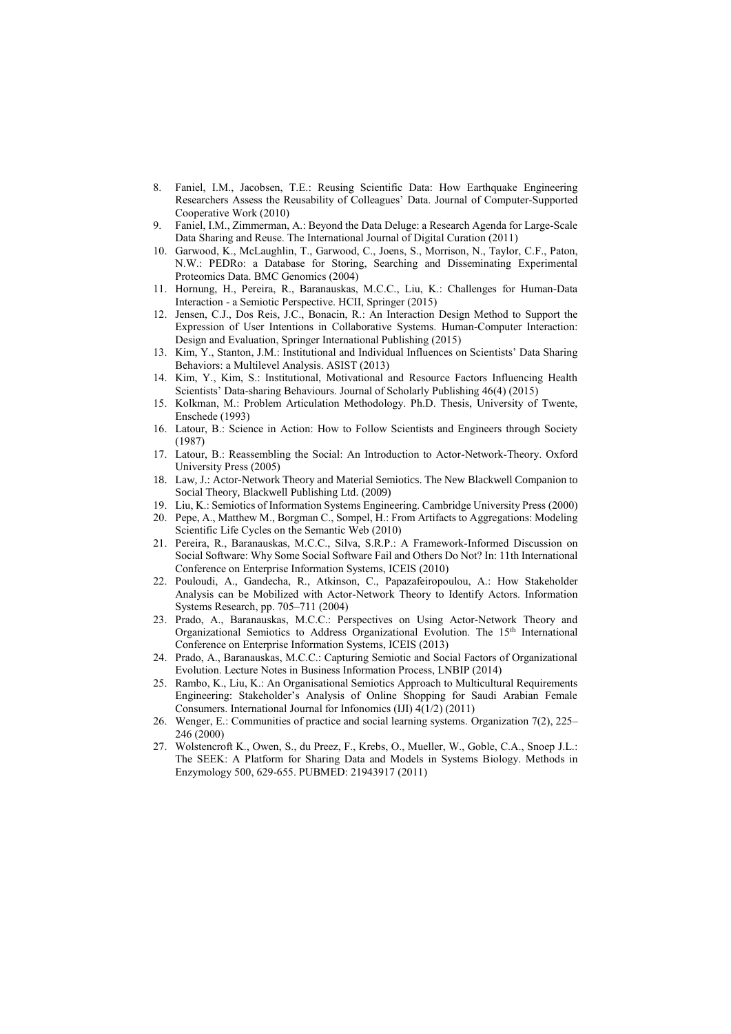8. Faniel, I.M., Jacobsen, T.E.: Reusing Scientific Data: How Earthquake Engineering Researchers Assess the Reusability of Colleagues' Data. Journal of Computer-Supported Cooperative Work (2010)
9. Faniel, I.M., Zimmerman, A.: Beyond the Data Deluge: a Research Agenda for Large-Scale Data Sharing and Reuse. The International Journal of Digital Curation (2011)
10. Garwood, K., McLaughlin, T., Garwood, C., Joens, S., Morrison, N., Taylor, C.F., Paton, N.W.: PEDRo: a Database for Storing, Searching and Disseminating Experimental Proteomics Data. BMC Genomics (2004)
11. Hornung, H., Pereira, R., Baranauskas, M.C.C., Liu, K.: Challenges for Human-Data Interaction - a Semiotic Perspective. HCII, Springer (2015)
12. Jensen, C.J., Dos Reis, J.C., Bonacin, R.: An Interaction Design Method to Support the Expression of User Intentions in Collaborative Systems. Human-Computer Interaction: Design and Evaluation, Springer International Publishing (2015)
13. Kim, Y., Stanton, J.M.: Institutional and Individual Influences on Scientists' Data Sharing Behaviors: a Multilevel Analysis. ASIST (2013)
14. Kim, Y., Kim, S.: Institutional, Motivational and Resource Factors Influencing Health Scientists' Data-sharing Behaviours. Journal of Scholarly Publishing 46(4) (2015)
15. Kolkman, M.: Problem Articulation Methodology. Ph.D. Thesis, University of Twente, Enschede (1993)
16. Latour, B.: Science in Action: How to Follow Scientists and Engineers through Society (1987)
17. Latour, B.: Reassembling the Social: An Introduction to Actor-Network-Theory. Oxford University Press (2005)
18. Law, J.: Actor-Network Theory and Material Semiotics. The New Blackwell Companion to Social Theory, Blackwell Publishing Ltd. (2009)
19. Liu, K.: Semiotics of Information Systems Engineering. Cambridge University Press (2000)
20. Pepe, A., Matthew M., Borgman C., Sompel, H.: From Artifacts to Aggregations: Modeling Scientific Life Cycles on the Semantic Web (2010)
21. Pereira, R., Baranauskas, M.C.C., Silva, S.R.P.: A Framework-Informed Discussion on Social Software: Why Some Social Software Fail and Others Do Not? In: 11th International Conference on Enterprise Information Systems, ICEIS (2010)
22. Pouloudi, A., Gandecha, R., Atkinson, C., Papazafeiropoulou, A.: How Stakeholder Analysis can be Mobilized with Actor-Network Theory to Identify Actors. Information Systems Research, pp. 705–711 (2004)
23. Prado, A., Baranauskas, M.C.C.: Perspectives on Using Actor-Network Theory and Organizational Semiotics to Address Organizational Evolution. The 15th International Conference on Enterprise Information Systems, ICEIS (2013)
24. Prado, A., Baranauskas, M.C.C.: Capturing Semiotic and Social Factors of Organizational Evolution. Lecture Notes in Business Information Process, LNBIP (2014)
25. Rambo, K., Liu, K.: An Organisational Semiotics Approach to Multicultural Requirements Engineering: Stakeholder's Analysis of Online Shopping for Saudi Arabian Female Consumers. International Journal for Infonomics (IJI) 4(1/2) (2011)
26. Wenger, E.: Communities of practice and social learning systems. Organization 7(2), 225–246 (2000)
27. Wolstencroft K., Owen, S., du Preez, F., Krebs, O., Mueller, W., Goble, C.A., Snoep J.L.: The SEEK: A Platform for Sharing Data and Models in Systems Biology. Methods in Enzymology 500, 629-655. PUBMED: 21943917 (2011)